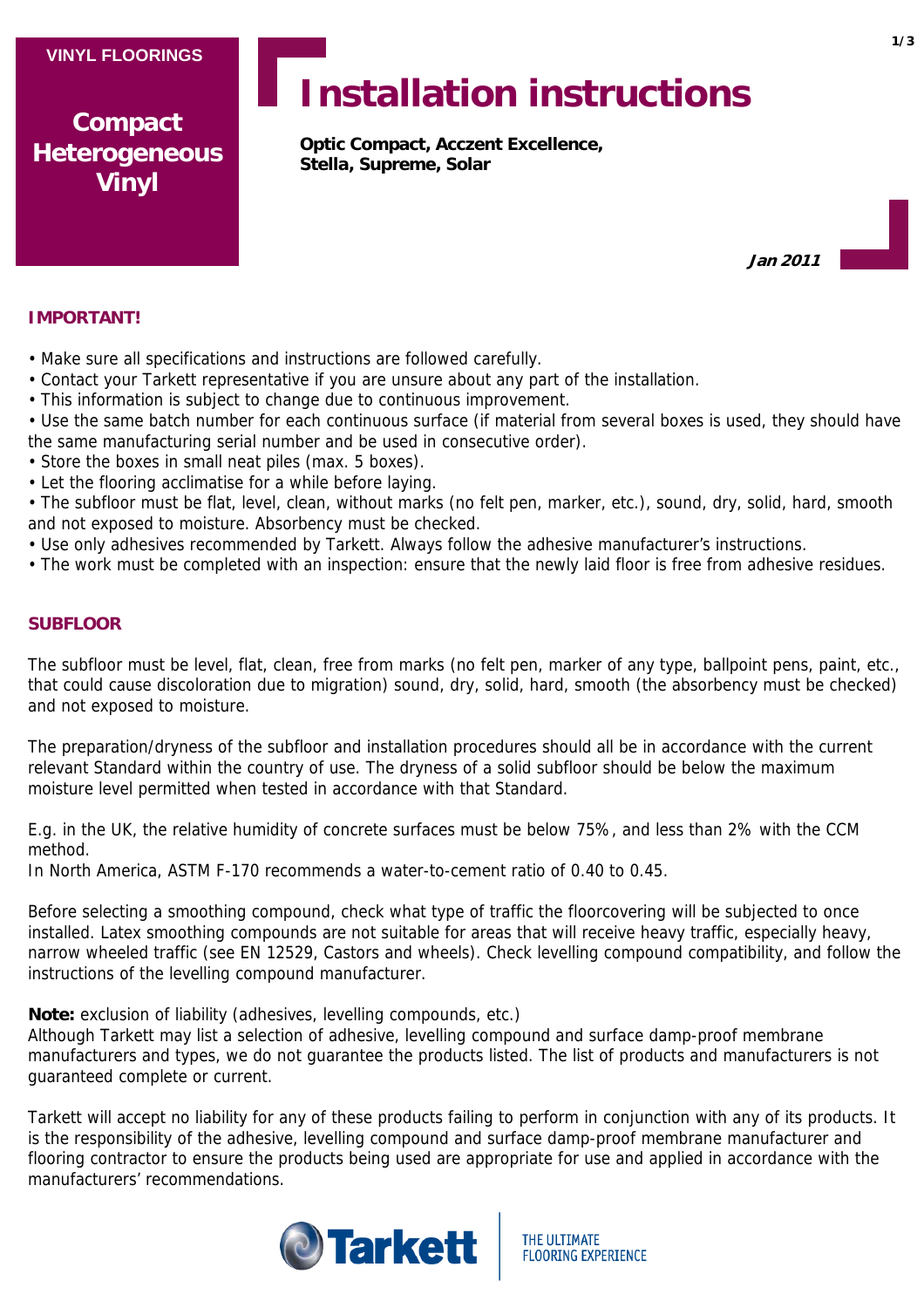VINYL FLOORINGS

**Compact Heterogeneous Vinyl**

# Installation instructions

**Optic Compact, Acczent Excellence, Stella, Supreme, Solar**

***Jan 2011***

## IMPORTANT!

- Make sure all specifications and instructions are followed carefully.
- Contact your Tarkett representative if you are unsure about any part of the installation.
- This information is subject to change due to continuous improvement.
- Use the same batch number for each continuous surface (if material from several boxes is used, they should have the same manufacturing serial number and be used in consecutive order).
- Store the boxes in small neat piles (max. 5 boxes).
- Let the flooring acclimatise for a while before laying.
- The subfloor must be flat, level, clean, without marks (no felt pen, marker, etc.), sound, dry, solid, hard, smooth and not exposed to moisture. Absorbency must be checked.
- Use only adhesives recommended by Tarkett. Always follow the adhesive manufacturer's instructions.
- The work must be completed with an inspection: ensure that the newly laid floor is free from adhesive residues.

## SUBFLOOR

The subfloor must be level, flat, clean, free from marks (no felt pen, marker of any type, ballpoint pens, paint, etc., that could cause discoloration due to migration) sound, dry, solid, hard, smooth (the absorbency must be checked) and not exposed to moisture.

The preparation/dryness of the subfloor and installation procedures should all be in accordance with the current relevant Standard within the country of use. The dryness of a solid subfloor should be below the maximum moisture level permitted when tested in accordance with that Standard.

E.g. in the UK, the relative humidity of concrete surfaces must be below 75%, and less than 2% with the CCM method.
In North America, ASTM F-170 recommends a water-to-cement ratio of 0.40 to 0.45.

Before selecting a smoothing compound, check what type of traffic the floorcovering will be subjected to once installed. Latex smoothing compounds are not suitable for areas that will receive heavy traffic, especially heavy, narrow wheeled traffic (see EN 12529, Castors and wheels). Check levelling compound compatibility, and follow the instructions of the levelling compound manufacturer.

**Note:** exclusion of liability (adhesives, levelling compounds, etc.)
Although Tarkett may list a selection of adhesive, levelling compound and surface damp-proof membrane manufacturers and types, we do not guarantee the products listed. The list of products and manufacturers is not guaranteed complete or current.

Tarkett will accept no liability for any of these products failing to perform in conjunction with any of its products. It is the responsibility of the adhesive, levelling compound and surface damp-proof membrane manufacturer and flooring contractor to ensure the products being used are appropriate for use and applied in accordance with the manufacturers' recommendations.

Tarkett | THE ULTIMATE FLOORING EXPERIENCE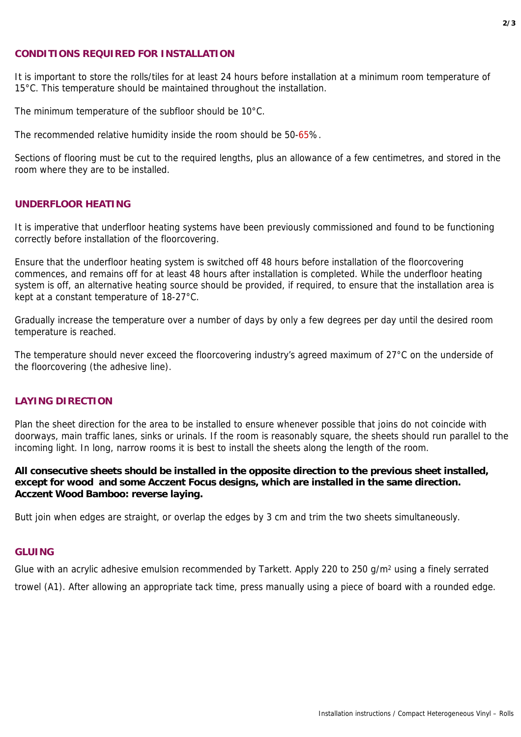## CONDITIONS REQUIRED FOR INSTALLATION

It is important to store the rolls/tiles for at least 24 hours before installation at a minimum room temperature of 15°C. This temperature should be maintained throughout the installation.

The minimum temperature of the subfloor should be 10°C.

The recommended relative humidity inside the room should be 50-65%.

Sections of flooring must be cut to the required lengths, plus an allowance of a few centimetres, and stored in the room where they are to be installed.

## UNDERFLOOR HEATING

It is imperative that underfloor heating systems have been previously commissioned and found to be functioning correctly before installation of the floorcovering.

Ensure that the underfloor heating system is switched off 48 hours before installation of the floorcovering commences, and remains off for at least 48 hours after installation is completed. While the underfloor heating system is off, an alternative heating source should be provided, if required, to ensure that the installation area is kept at a constant temperature of 18-27°C.

Gradually increase the temperature over a number of days by only a few degrees per day until the desired room temperature is reached.

The temperature should never exceed the floorcovering industry's agreed maximum of 27°C on the underside of the floorcovering (the adhesive line).

## LAYING DIRECTION

Plan the sheet direction for the area to be installed to ensure whenever possible that joins do not coincide with doorways, main traffic lanes, sinks or urinals. If the room is reasonably square, the sheets should run parallel to the incoming light. In long, narrow rooms it is best to install the sheets along the length of the room.

**All consecutive sheets should be installed in the opposite direction to the previous sheet installed, except for wood and some Acczent Focus designs, which are installed in the same direction. Acczent Wood Bamboo: reverse laying.**

Butt join when edges are straight, or overlap the edges by 3 cm and trim the two sheets simultaneously.

## GLUING

Glue with an acrylic adhesive emulsion recommended by Tarkett. Apply 220 to 250 g/m² using a finely serrated trowel (A1). After allowing an appropriate tack time, press manually using a piece of board with a rounded edge.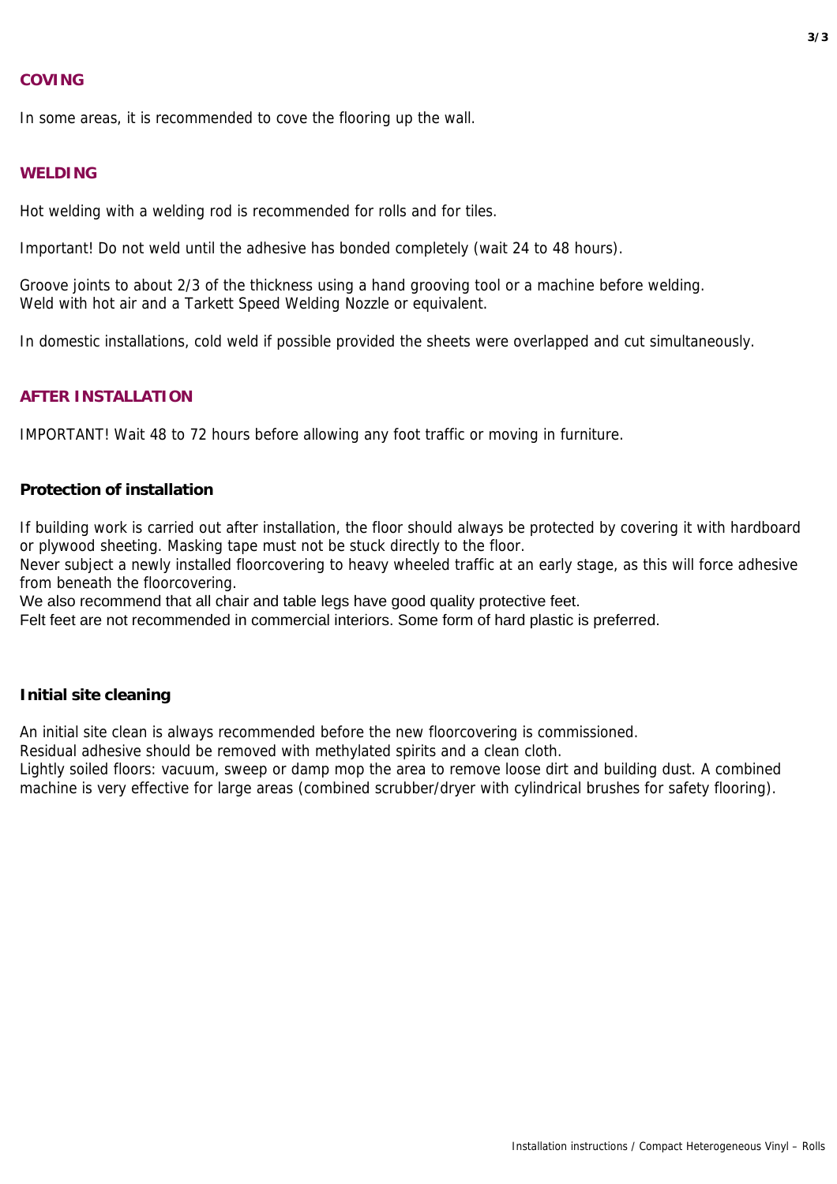## COVING

In some areas, it is recommended to cove the flooring up the wall.

## WELDING

Hot welding with a welding rod is recommended for rolls and for tiles.

Important! Do not weld until the adhesive has bonded completely (wait 24 to 48 hours).

Groove joints to about 2/3 of the thickness using a hand grooving tool or a machine before welding.
Weld with hot air and a Tarkett Speed Welding Nozzle or equivalent.

In domestic installations, cold weld if possible provided the sheets were overlapped and cut simultaneously.

## AFTER INSTALLATION

IMPORTANT! Wait 48 to 72 hours before allowing any foot traffic or moving in furniture.

### Protection of installation

If building work is carried out after installation, the floor should always be protected by covering it with hardboard or plywood sheeting. Masking tape must not be stuck directly to the floor.
Never subject a newly installed floorcovering to heavy wheeled traffic at an early stage, as this will force adhesive from beneath the floorcovering.
We also recommend that all chair and table legs have good quality protective feet.
Felt feet are not recommended in commercial interiors. Some form of hard plastic is preferred.

### Initial site cleaning

An initial site clean is always recommended before the new floorcovering is commissioned.
Residual adhesive should be removed with methylated spirits and a clean cloth.
Lightly soiled floors: vacuum, sweep or damp mop the area to remove loose dirt and building dust. A combined machine is very effective for large areas (combined scrubber/dryer with cylindrical brushes for safety flooring).